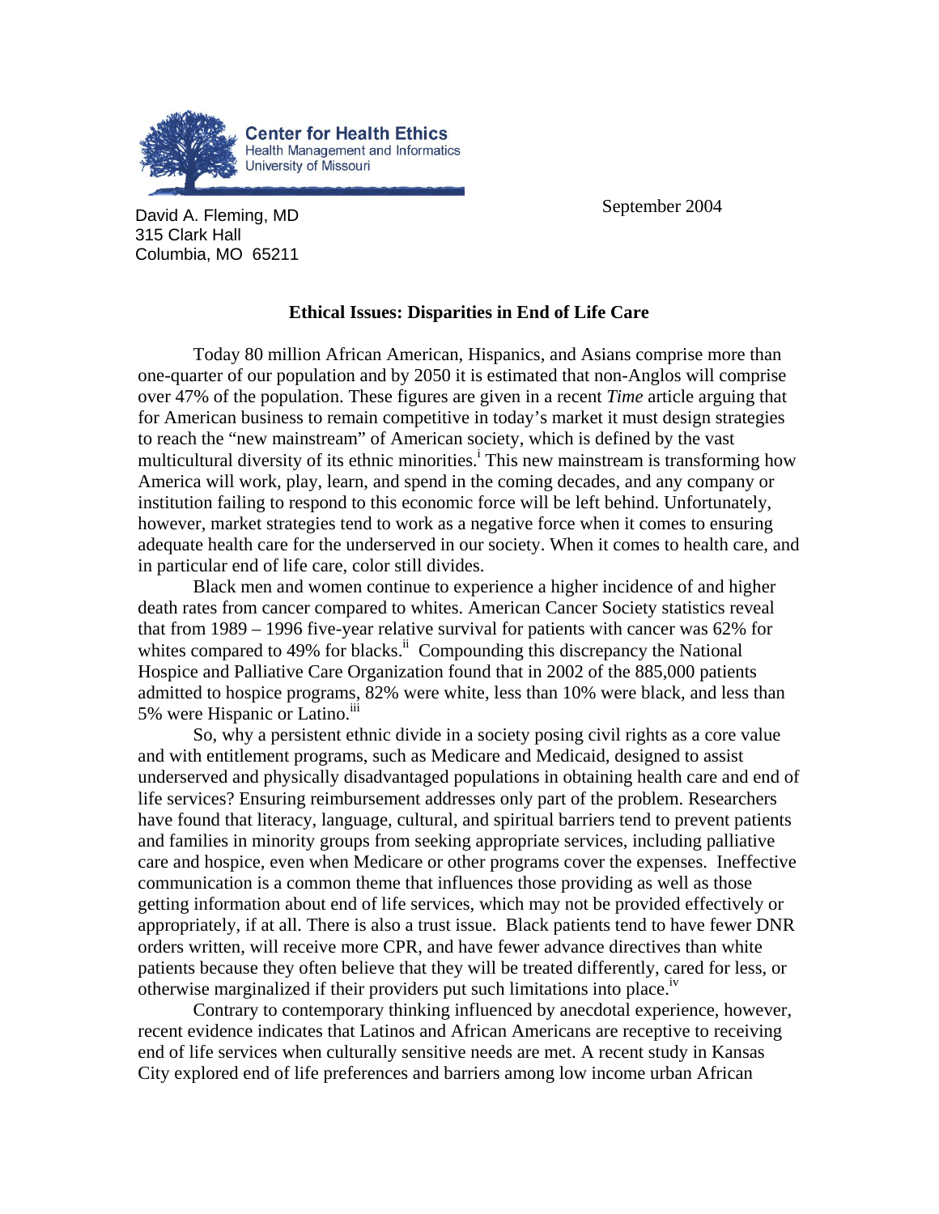**Center for Health Ethics**
Health Management and Informatics
University of Missouri

David A. Fleming, MD
315 Clark Hall
Columbia, MO 65211

September 2004

**Ethical Issues: Disparities in End of Life Care**

Today 80 million African American, Hispanics, and Asians comprise more than one-quarter of our population and by 2050 it is estimated that non-Anglos will comprise over 47% of the population. These figures are given in a recent *Time* article arguing that for American business to remain competitive in today's market it must design strategies to reach the "new mainstream" of American society, which is defined by the vast multicultural diversity of its ethnic minorities.[i] This new mainstream is transforming how America will work, play, learn, and spend in the coming decades, and any company or institution failing to respond to this economic force will be left behind. Unfortunately, however, market strategies tend to work as a negative force when it comes to ensuring adequate health care for the underserved in our society. When it comes to health care, and in particular end of life care, color still divides.

Black men and women continue to experience a higher incidence of and higher death rates from cancer compared to whites. American Cancer Society statistics reveal that from 1989 – 1996 five-year relative survival for patients with cancer was 62% for whites compared to 49% for blacks.[ii] Compounding this discrepancy the National Hospice and Palliative Care Organization found that in 2002 of the 885,000 patients admitted to hospice programs, 82% were white, less than 10% were black, and less than 5% were Hispanic or Latino.[iii]

So, why a persistent ethnic divide in a society posing civil rights as a core value and with entitlement programs, such as Medicare and Medicaid, designed to assist underserved and physically disadvantaged populations in obtaining health care and end of life services? Ensuring reimbursement addresses only part of the problem. Researchers have found that literacy, language, cultural, and spiritual barriers tend to prevent patients and families in minority groups from seeking appropriate services, including palliative care and hospice, even when Medicare or other programs cover the expenses. Ineffective communication is a common theme that influences those providing as well as those getting information about end of life services, which may not be provided effectively or appropriately, if at all. There is also a trust issue. Black patients tend to have fewer DNR orders written, will receive more CPR, and have fewer advance directives than white patients because they often believe that they will be treated differently, cared for less, or otherwise marginalized if their providers put such limitations into place.[iv]

Contrary to contemporary thinking influenced by anecdotal experience, however, recent evidence indicates that Latinos and African Americans are receptive to receiving end of life services when culturally sensitive needs are met. A recent study in Kansas City explored end of life preferences and barriers among low income urban African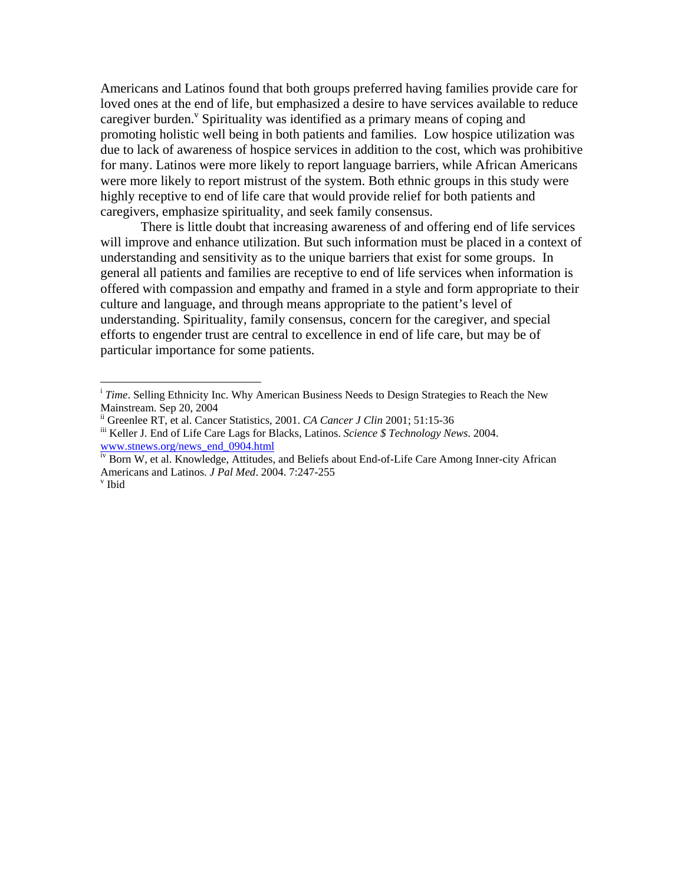Americans and Latinos found that both groups preferred having families provide care for loved ones at the end of life, but emphasized a desire to have services available to reduce caregiver burden.[v] Spirituality was identified as a primary means of coping and promoting holistic well being in both patients and families. Low hospice utilization was due to lack of awareness of hospice services in addition to the cost, which was prohibitive for many. Latinos were more likely to report language barriers, while African Americans were more likely to report mistrust of the system. Both ethnic groups in this study were highly receptive to end of life care that would provide relief for both patients and caregivers, emphasize spirituality, and seek family consensus.

There is little doubt that increasing awareness of and offering end of life services will improve and enhance utilization. But such information must be placed in a context of understanding and sensitivity as to the unique barriers that exist for some groups. In general all patients and families are receptive to end of life services when information is offered with compassion and empathy and framed in a style and form appropriate to their culture and language, and through means appropriate to the patient's level of understanding. Spirituality, family consensus, concern for the caregiver, and special efforts to engender trust are central to excellence in end of life care, but may be of particular importance for some patients.

---

[i] *Time*. Selling Ethnicity Inc. Why American Business Needs to Design Strategies to Reach the New Mainstream. Sep 20, 2004

[ii] Greenlee RT, et al. Cancer Statistics, 2001. *CA Cancer J Clin* 2001; 51:15-36

[iii] Keller J. End of Life Care Lags for Blacks, Latinos. *Science $ Technology News*. 2004. www.stnews.org/news_end_0904.html

[iv] Born W, et al. Knowledge, Attitudes, and Beliefs about End-of-Life Care Among Inner-city African Americans and Latinos. *J Pal Med*. 2004. 7:247-255

[v] Ibid